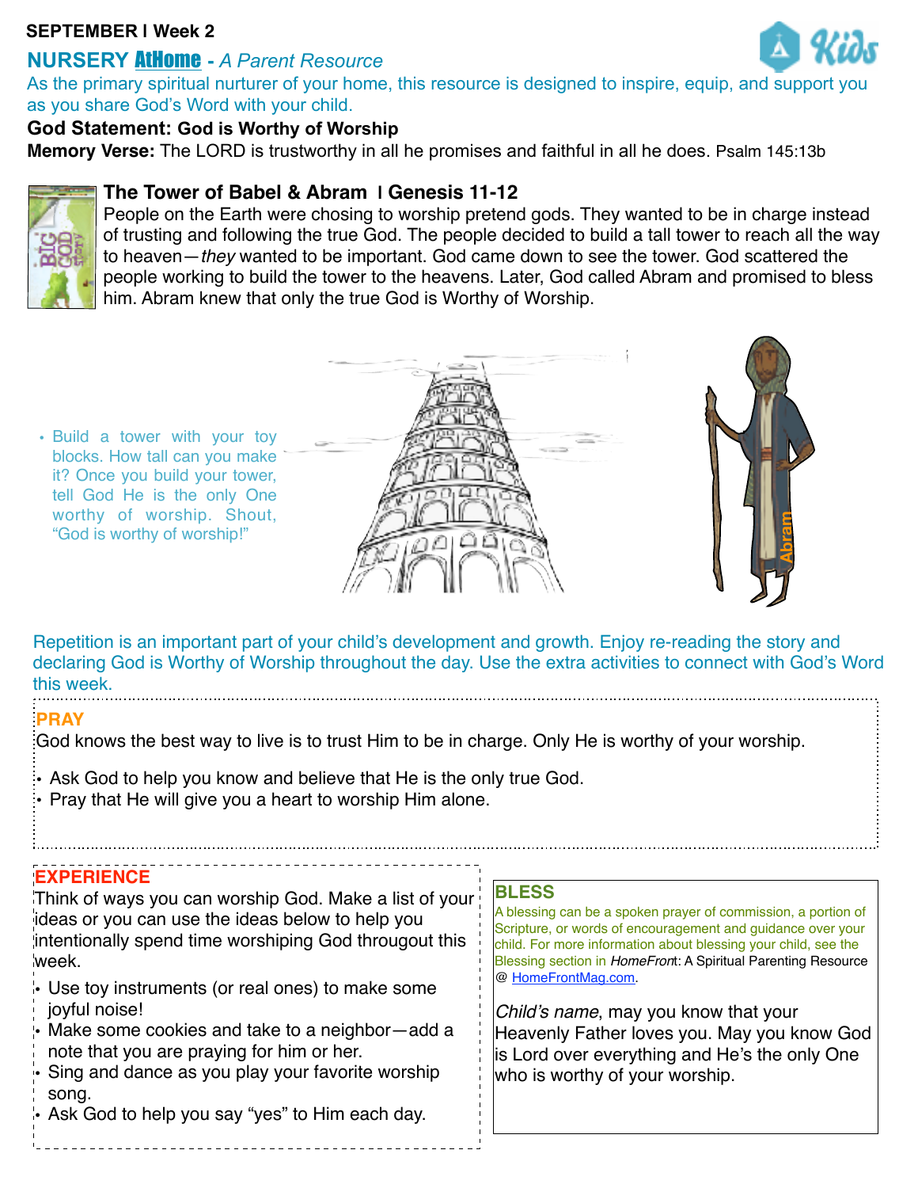**SEPTEMBER | Week 2**

## NURSERY AtHome - *A Parent Resource*

As the primary spiritual nurturer of your home, this resource is designed to inspire, equip, and support you as you share God's Word with your child.

**God Statement: God is Worthy of Worship**

**Memory Verse:** The LORD is trustworthy in all he promises and faithful in all he does. Psalm 145:13b

### The Tower of Babel & Abram | Genesis 11-12

People on the Earth were chosing to worship pretend gods. They wanted to be in charge instead of trusting and following the true God. The people decided to build a tall tower to reach all the way to heaven—*they* wanted to be important. God came down to see the tower. God scattered the people working to build the tower to the heavens. Later, God called Abram and promised to bless him. Abram knew that only the true God is Worthy of Worship.

- Build a tower with your toy blocks. How tall can you make it? Once you build your tower, tell God He is the only One worthy of worship. Shout, "God is worthy of worship!"

Abram

Repetition is an important part of your child's development and growth. Enjoy re-reading the story and declaring God is Worthy of Worship throughout the day. Use the extra activities to connect with God's Word this week.

### PRAY

God knows the best way to live is to trust Him to be in charge. Only He is worthy of your worship.

- Ask God to help you know and believe that He is the only true God.
- Pray that He will give you a heart to worship Him alone.

### EXPERIENCE

Think of ways you can worship God. Make a list of your ideas or you can use the ideas below to help you intentionally spend time worshiping God througout this week.

- Use toy instruments (or real ones) to make some joyful noise!
- Make some cookies and take to a neighbor—add a note that you are praying for him or her.
- Sing and dance as you play your favorite worship song.
- Ask God to help you say "yes" to Him each day.

### BLESS

A blessing can be a spoken prayer of commission, a portion of Scripture, or words of encouragement and guidance over your child. For more information about blessing your child, see the Blessing section in *HomeFront*: A Spiritual Parenting Resource @ HomeFrontMag.com.

*Child's name*, may you know that your Heavenly Father loves you. May you know God is Lord over everything and He's the only One who is worthy of your worship.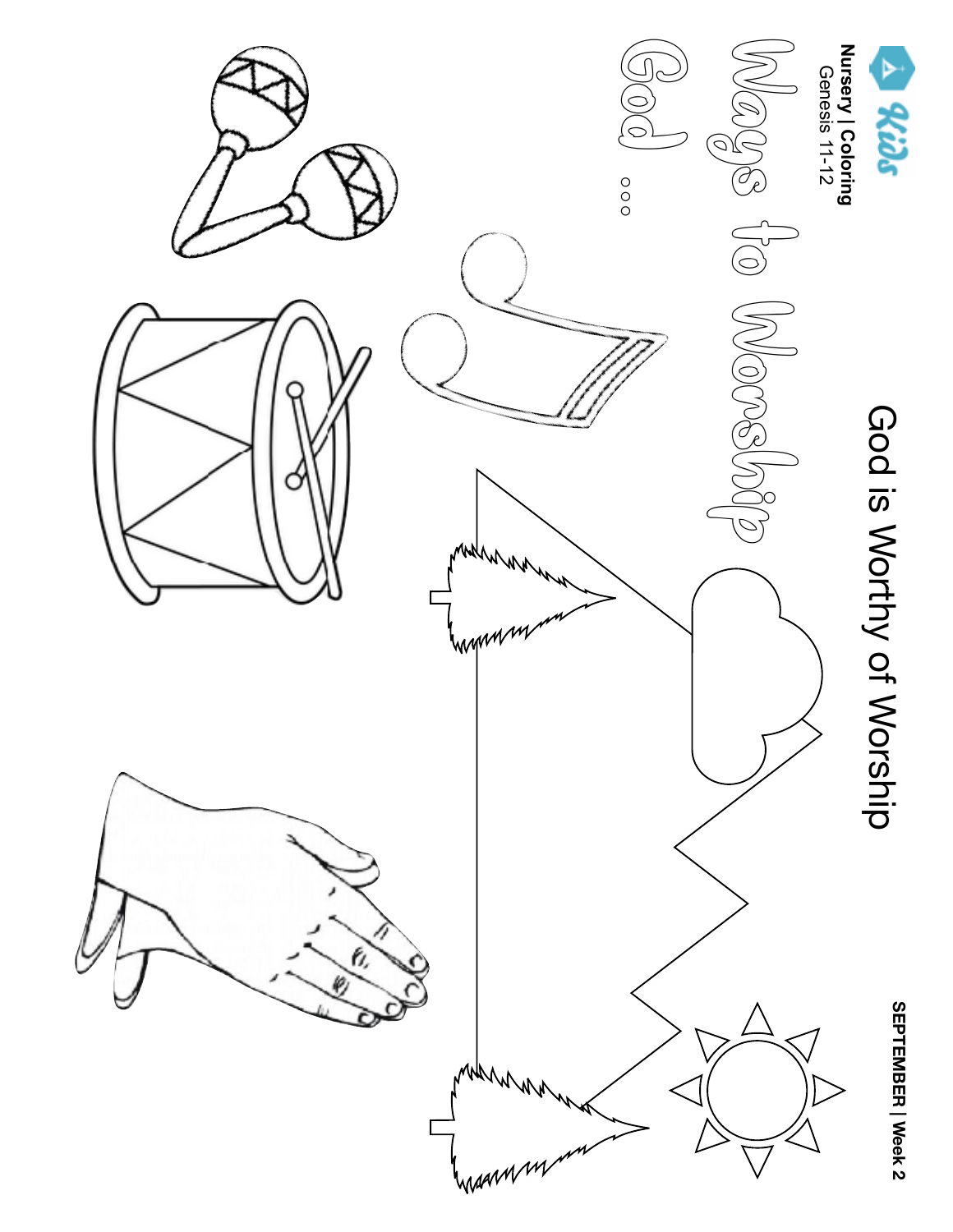Kids

**Nursery | Coloring**
Genesis 11-12

**SEPTEMBER | Week 2**

# God is Worthy of Worship

## Ways to Worship God ...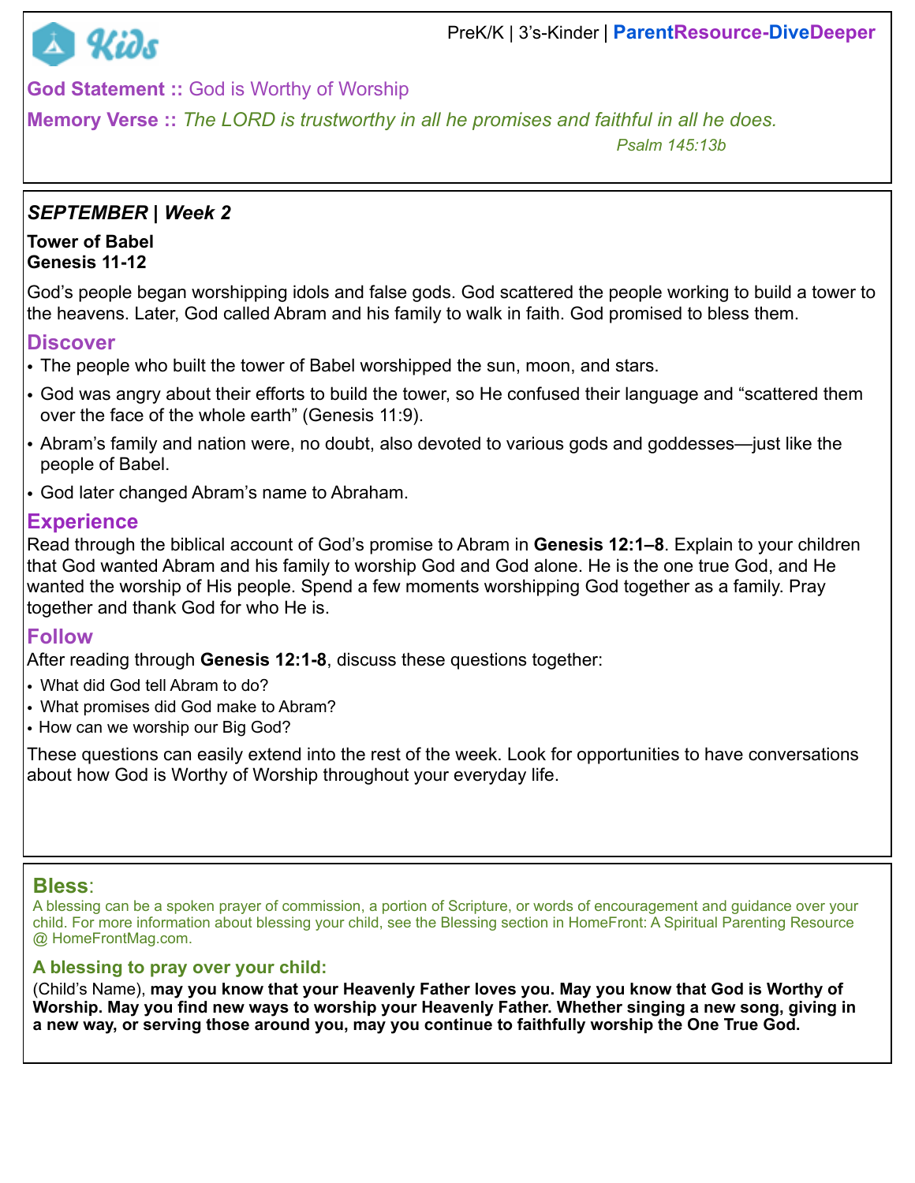Kids

PreK/K | 3's-Kinder | **ParentResource-DiveDeeper**

**God Statement ::** God is Worthy of Worship

**Memory Verse ::** *The LORD is trustworthy in all he promises and faithful in all he does.*

Psalm 145:13b

## *SEPTEMBER | Week 2*

**Tower of Babel**
**Genesis 11-12**

God's people began worshipping idols and false gods. God scattered the people working to build a tower to the heavens. Later, God called Abram and his family to walk in faith. God promised to bless them.

### Discover

- The people who built the tower of Babel worshipped the sun, moon, and stars.
- God was angry about their efforts to build the tower, so He confused their language and "scattered them over the face of the whole earth" (Genesis 11:9).
- Abram's family and nation were, no doubt, also devoted to various gods and goddesses—just like the people of Babel.
- God later changed Abram's name to Abraham.

### Experience

Read through the biblical account of God's promise to Abram in **Genesis 12:1–8**. Explain to your children that God wanted Abram and his family to worship God and God alone. He is the one true God, and He wanted the worship of His people. Spend a few moments worshipping God together as a family. Pray together and thank God for who He is.

### Follow

After reading through **Genesis 12:1-8**, discuss these questions together:

- What did God tell Abram to do?
- What promises did God make to Abram?
- How can we worship our Big God?

These questions can easily extend into the rest of the week. Look for opportunities to have conversations about how God is Worthy of Worship throughout your everyday life.

### Bless:

A blessing can be a spoken prayer of commission, a portion of Scripture, or words of encouragement and guidance over your child. For more information about blessing your child, see the Blessing section in HomeFront: A Spiritual Parenting Resource @ HomeFrontMag.com.

**A blessing to pray over your child:**

(Child's Name), **may you know that your Heavenly Father loves you. May you know that God is Worthy of Worship. May you find new ways to worship your Heavenly Father. Whether singing a new song, giving in a new way, or serving those around you, may you continue to faithfully worship the One True God.**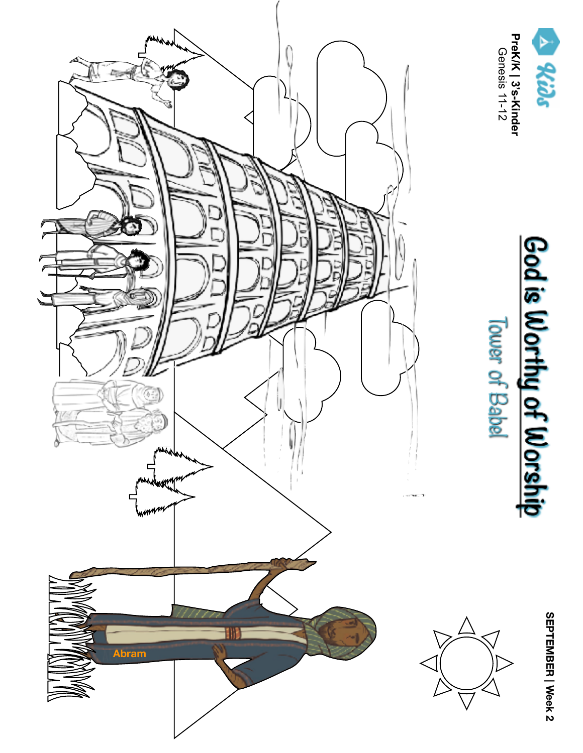Kids

PrekK/K | 3's-Kinder
Genesis 11-12

# God is Worthy of Worship

## Tower of Babel

SEPTEMBER | Week 2

Abram